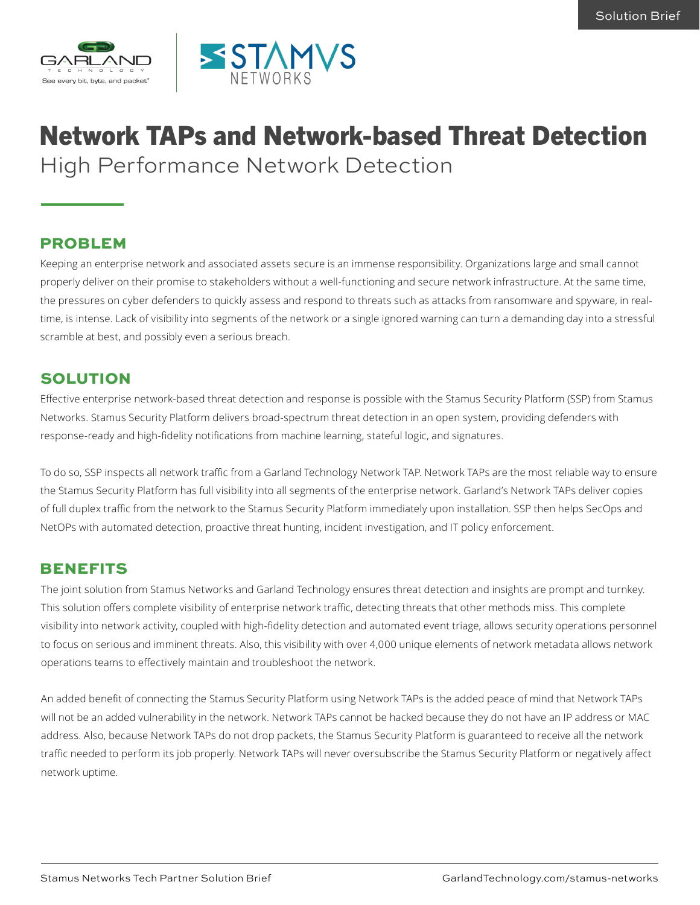Solution Brief

# Network TAPs and Network-based Threat Detection

High Performance Network Detection

## PROBLEM

Keeping an enterprise network and associated assets secure is an immense responsibility. Organizations large and small cannot properly deliver on their promise to stakeholders without a well-functioning and secure network infrastructure. At the same time, the pressures on cyber defenders to quickly assess and respond to threats such as attacks from ransomware and spyware, in real-time, is intense. Lack of visibility into segments of the network or a single ignored warning can turn a demanding day into a stressful scramble at best, and possibly even a serious breach.

## SOLUTION

Effective enterprise network-based threat detection and response is possible with the Stamus Security Platform (SSP) from Stamus Networks. Stamus Security Platform delivers broad-spectrum threat detection in an open system, providing defenders with response-ready and high-fidelity notifications from machine learning, stateful logic, and signatures.

To do so, SSP inspects all network traffic from a Garland Technology Network TAP. Network TAPs are the most reliable way to ensure the Stamus Security Platform has full visibility into all segments of the enterprise network. Garland's Network TAPs deliver copies of full duplex traffic from the network to the Stamus Security Platform immediately upon installation. SSP then helps SecOps and NetOPs with automated detection, proactive threat hunting, incident investigation, and IT policy enforcement.

## BENEFITS

The joint solution from Stamus Networks and Garland Technology ensures threat detection and insights are prompt and turnkey. This solution offers complete visibility of enterprise network traffic, detecting threats that other methods miss. This complete visibility into network activity, coupled with high-fidelity detection and automated event triage, allows security operations personnel to focus on serious and imminent threats. Also, this visibility with over 4,000 unique elements of network metadata allows network operations teams to effectively maintain and troubleshoot the network.

An added benefit of connecting the Stamus Security Platform using Network TAPs is the added peace of mind that Network TAPs will not be an added vulnerability in the network. Network TAPs cannot be hacked because they do not have an IP address or MAC address. Also, because Network TAPs do not drop packets, the Stamus Security Platform is guaranteed to receive all the network traffic needed to perform its job properly. Network TAPs will never oversubscribe the Stamus Security Platform or negatively affect network uptime.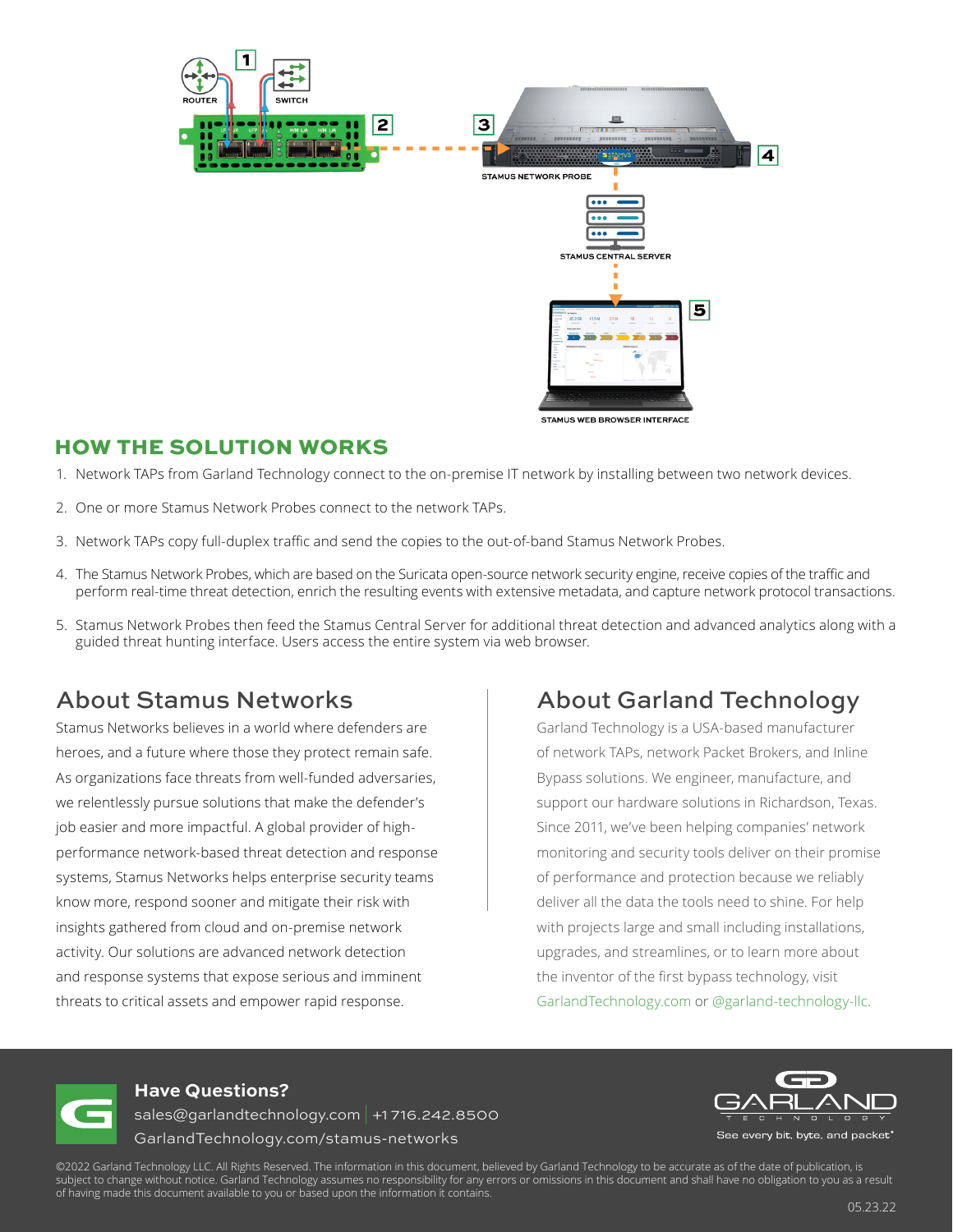ROUTER

SWITCH

STAMUS NETWORK PROBE

STAMUS CENTRAL SERVER

STAMUS WEB BROWSER INTERFACE

## HOW THE SOLUTION WORKS

1. Network TAPs from Garland Technology connect to the on-premise IT network by installing between two network devices.
2. One or more Stamus Network Probes connect to the network TAPs.
3. Network TAPs copy full-duplex traffic and send the copies to the out-of-band Stamus Network Probes.
4. The Stamus Network Probes, which are based on the Suricata open-source network security engine, receive copies of the traffic and perform real-time threat detection, enrich the resulting events with extensive metadata, and capture network protocol transactions.
5. Stamus Network Probes then feed the Stamus Central Server for additional threat detection and advanced analytics along with a guided threat hunting interface. Users access the entire system via web browser.

## About Stamus Networks

Stamus Networks believes in a world where defenders are heroes, and a future where those they protect remain safe. As organizations face threats from well-funded adversaries, we relentlessly pursue solutions that make the defender's job easier and more impactful. A global provider of high-performance network-based threat detection and response systems, Stamus Networks helps enterprise security teams know more, respond sooner and mitigate their risk with insights gathered from cloud and on-premise network activity. Our solutions are advanced network detection and response systems that expose serious and imminent threats to critical assets and empower rapid response.

## About Garland Technology

Garland Technology is a USA-based manufacturer of network TAPs, network Packet Brokers, and Inline Bypass solutions. We engineer, manufacture, and support our hardware solutions in Richardson, Texas. Since 2011, we've been helping companies' network monitoring and security tools deliver on their promise of performance and protection because we reliably deliver all the data the tools need to shine. For help with projects large and small including installations, upgrades, and streamlines, or to learn more about the inventor of the first bypass technology, visit GarlandTechnology.com or @garland-technology-llc.

**Have Questions?**

sales@garlandtechnology.com | +1 716.242.8500

GarlandTechnology.com/stamus-networks

GARLAND TECHNOLOGY

See every bit, byte, and packet®

©2022 Garland Technology LLC. All Rights Reserved. The information in this document, believed by Garland Technology to be accurate as of the date of publication, is subject to change without notice. Garland Technology assumes no responsibility for any errors or omissions in this document and shall have no obligation to you as a result of having made this document available to you or based upon the information it contains.

05.23.22